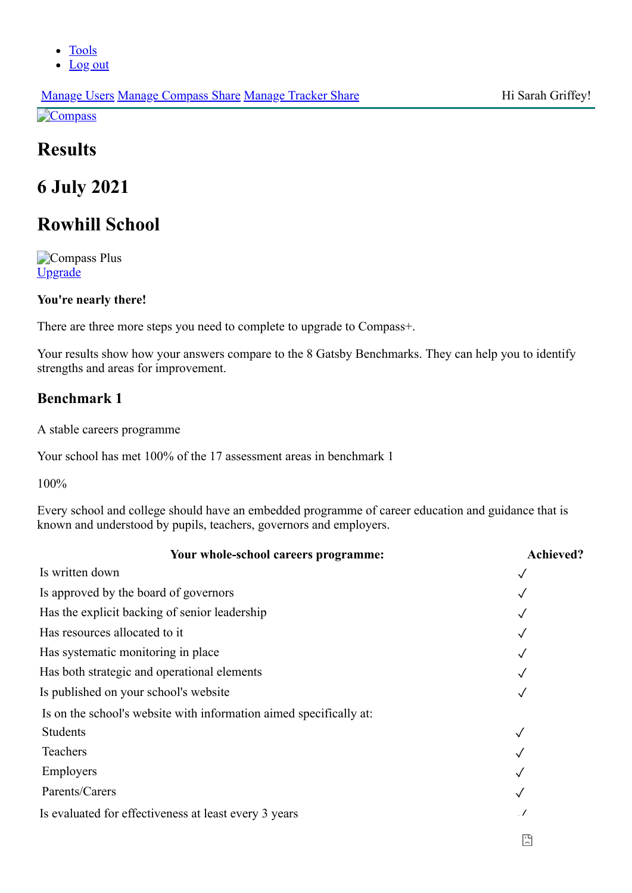- Tools
- Log out

Manage Users Manage Compass Share Manage Tracker Share Hi Sarah Griffey!

Compass

# Results

# 6 July 2021

# Rowhill School

Compass Plus
Upgrade

**You're nearly there!**

There are three more steps you need to complete to upgrade to Compass+.

Your results show how your answers compare to the 8 Gatsby Benchmarks. They can help you to identify strengths and areas for improvement.

## Benchmark 1

A stable careers programme

Your school has met 100% of the 17 assessment areas in benchmark 1

100%

Every school and college should have an embedded programme of career education and guidance that is known and understood by pupils, teachers, governors and employers.

| Your whole-school careers programme: | Achieved? |
|---|---|
| Is written down | ✓ |
| Is approved by the board of governors | ✓ |
| Has the explicit backing of senior leadership | ✓ |
| Has resources allocated to it | ✓ |
| Has systematic monitoring in place | ✓ |
| Has both strategic and operational elements | ✓ |
| Is published on your school's website | ✓ |
| Is on the school's website with information aimed specifically at: | |
| Students | ✓ |
| Teachers | ✓ |
| Employers | ✓ |
| Parents/Carers | ✓ |
| Is evaluated for effectiveness at least every 3 years | ✓ |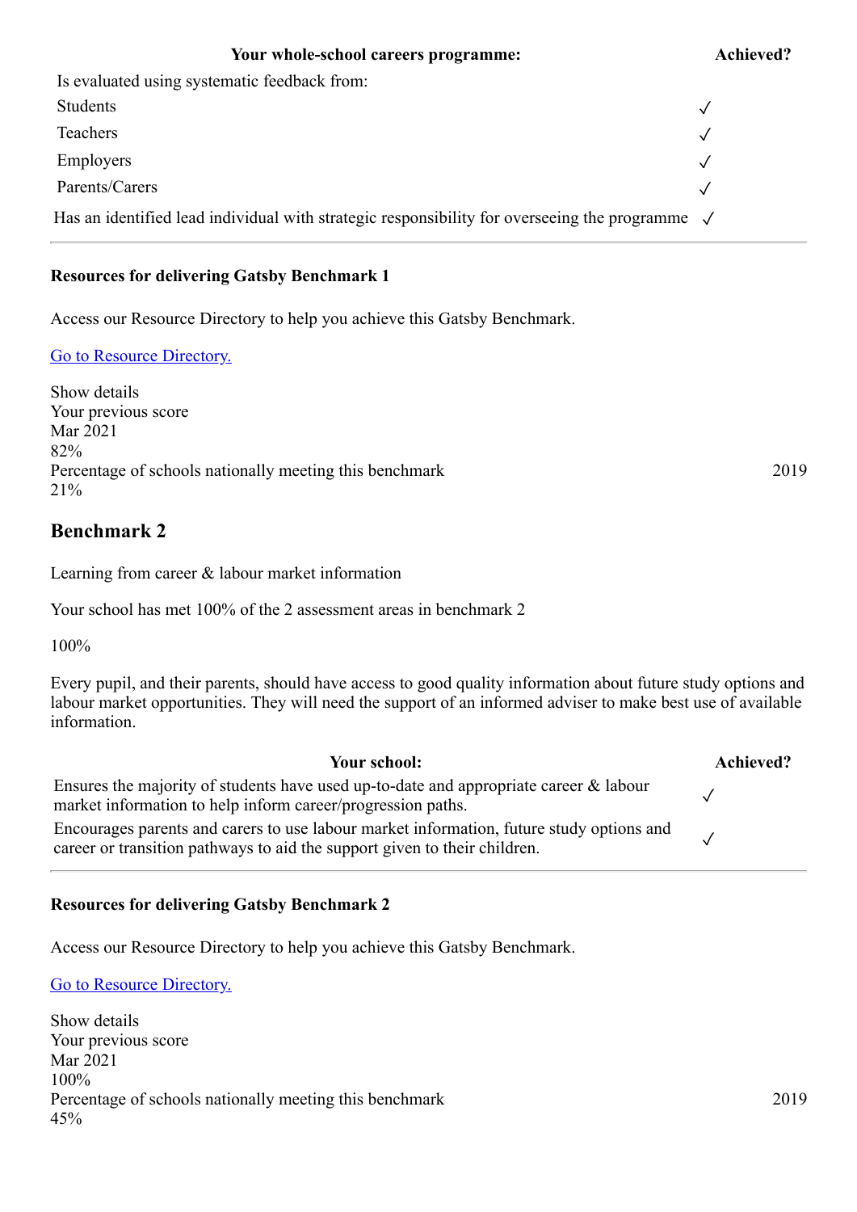| Your whole-school careers programme: | Achieved? |
|---|---|
| Is evaluated using systematic feedback from: | |
| Students | ✓ |
| Teachers | ✓ |
| Employers | ✓ |
| Parents/Carers | ✓ |
| Has an identified lead individual with strategic responsibility for overseeing the programme | ✓ |

**Resources for delivering Gatsby Benchmark 1**

Access our Resource Directory to help you achieve this Gatsby Benchmark.

[Go to Resource Directory.]()

Show details
Your previous score
Mar 2021
82%
Percentage of schools nationally meeting this benchmark 2019
21%

## Benchmark 2

Learning from career & labour market information

Your school has met 100% of the 2 assessment areas in benchmark 2

100%

Every pupil, and their parents, should have access to good quality information about future study options and labour market opportunities. They will need the support of an informed adviser to make best use of available information.

| Your school: | Achieved? |
|---|---|
| Ensures the majority of students have used up-to-date and appropriate career & labour market information to help inform career/progression paths. | ✓ |
| Encourages parents and carers to use labour market information, future study options and career or transition pathways to aid the support given to their children. | ✓ |

**Resources for delivering Gatsby Benchmark 2**

Access our Resource Directory to help you achieve this Gatsby Benchmark.

[Go to Resource Directory.]()

Show details
Your previous score
Mar 2021
100%
Percentage of schools nationally meeting this benchmark 2019
45%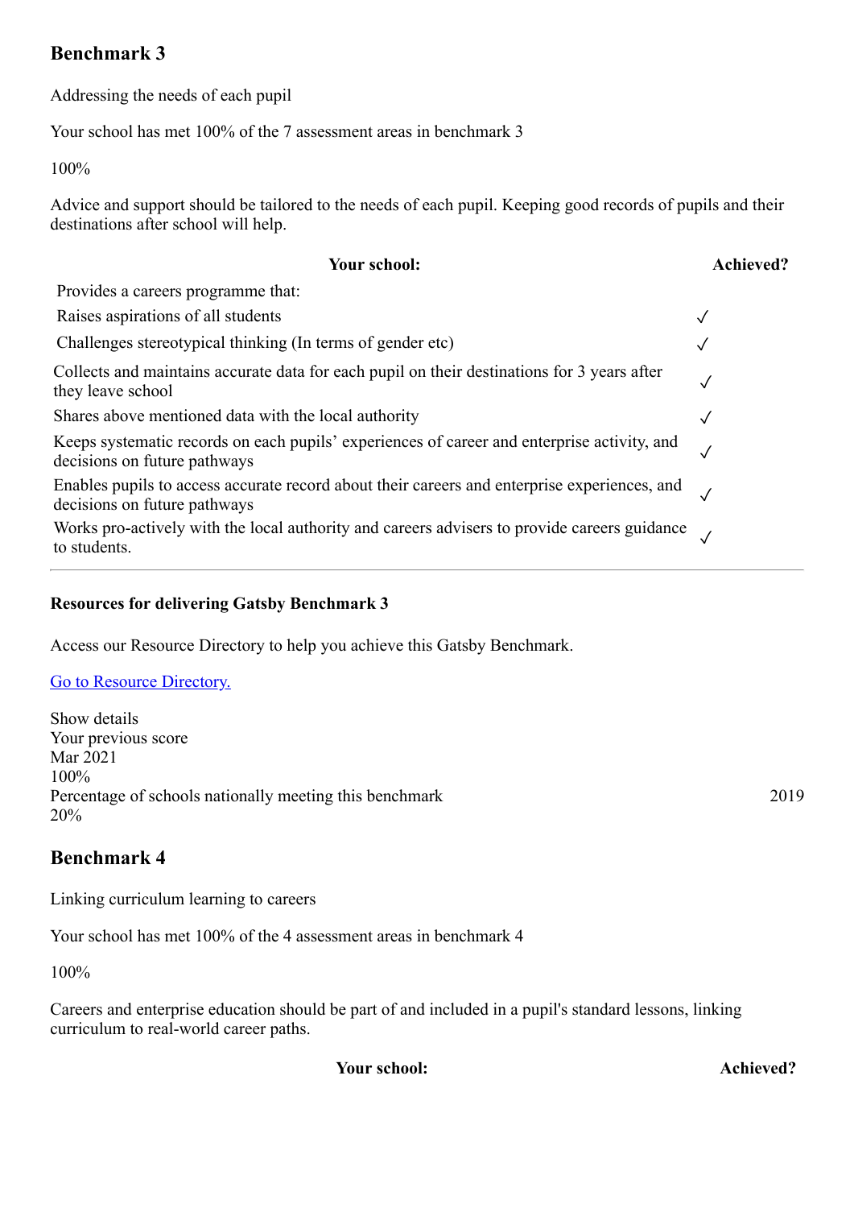## Benchmark 3

Addressing the needs of each pupil

Your school has met 100% of the 7 assessment areas in benchmark 3

100%

Advice and support should be tailored to the needs of each pupil. Keeping good records of pupils and their destinations after school will help.

| Your school: | Achieved? |
| --- | --- |
| Provides a careers programme that: | |
| Raises aspirations of all students | ✓ |
| Challenges stereotypical thinking (In terms of gender etc) | ✓ |
| Collects and maintains accurate data for each pupil on their destinations for 3 years after they leave school | ✓ |
| Shares above mentioned data with the local authority | ✓ |
| Keeps systematic records on each pupils' experiences of career and enterprise activity, and decisions on future pathways | ✓ |
| Enables pupils to access accurate record about their careers and enterprise experiences, and decisions on future pathways | ✓ |
| Works pro-actively with the local authority and careers advisers to provide careers guidance to students. | ✓ |

---

### Resources for delivering Gatsby Benchmark 3

Access our Resource Directory to help you achieve this Gatsby Benchmark.

[Go to Resource Directory.]()

Show details
Your previous score
Mar 2021
100%
Percentage of schools nationally meeting this benchmark 2019
20%

## Benchmark 4

Linking curriculum learning to careers

Your school has met 100% of the 4 assessment areas in benchmark 4

100%

Careers and enterprise education should be part of and included in a pupil's standard lessons, linking curriculum to real-world career paths.

| Your school: | Achieved? |
| --- | --- |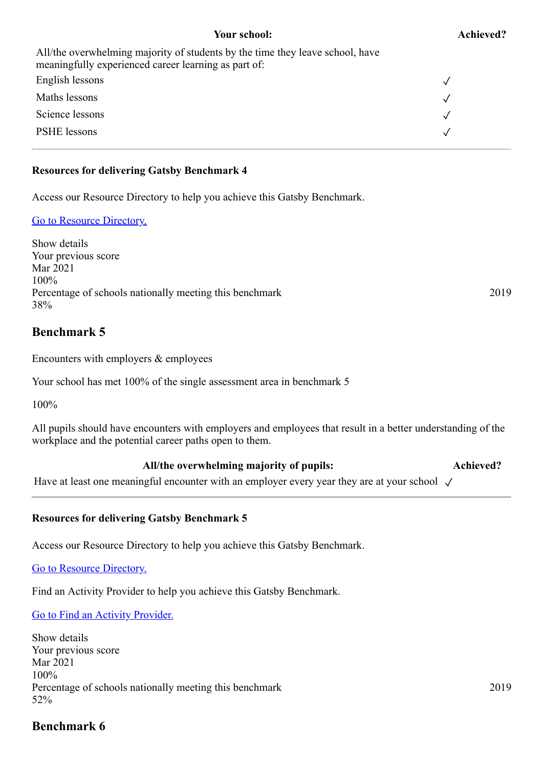| Your school: | Achieved? |
|---|---|
| All/the overwhelming majority of students by the time they leave school, have meaningfully experienced career learning as part of: | |
| English lessons | ✓ |
| Maths lessons | ✓ |
| Science lessons | ✓ |
| PSHE lessons | ✓ |

**Resources for delivering Gatsby Benchmark 4**

Access our Resource Directory to help you achieve this Gatsby Benchmark.

Go to Resource Directory.

Show details
Your previous score
Mar 2021
100%
Percentage of schools nationally meeting this benchmark 2019
38%

## Benchmark 5

Encounters with employers & employees

Your school has met 100% of the single assessment area in benchmark 5

100%

All pupils should have encounters with employers and employees that result in a better understanding of the workplace and the potential career paths open to them.

| All/the overwhelming majority of pupils: | Achieved? |
|---|---|
| Have at least one meaningful encounter with an employer every year they are at your school | ✓ |

**Resources for delivering Gatsby Benchmark 5**

Access our Resource Directory to help you achieve this Gatsby Benchmark.

Go to Resource Directory.

Find an Activity Provider to help you achieve this Gatsby Benchmark.

Go to Find an Activity Provider.

Show details
Your previous score
Mar 2021
100%
Percentage of schools nationally meeting this benchmark 2019
52%

## Benchmark 6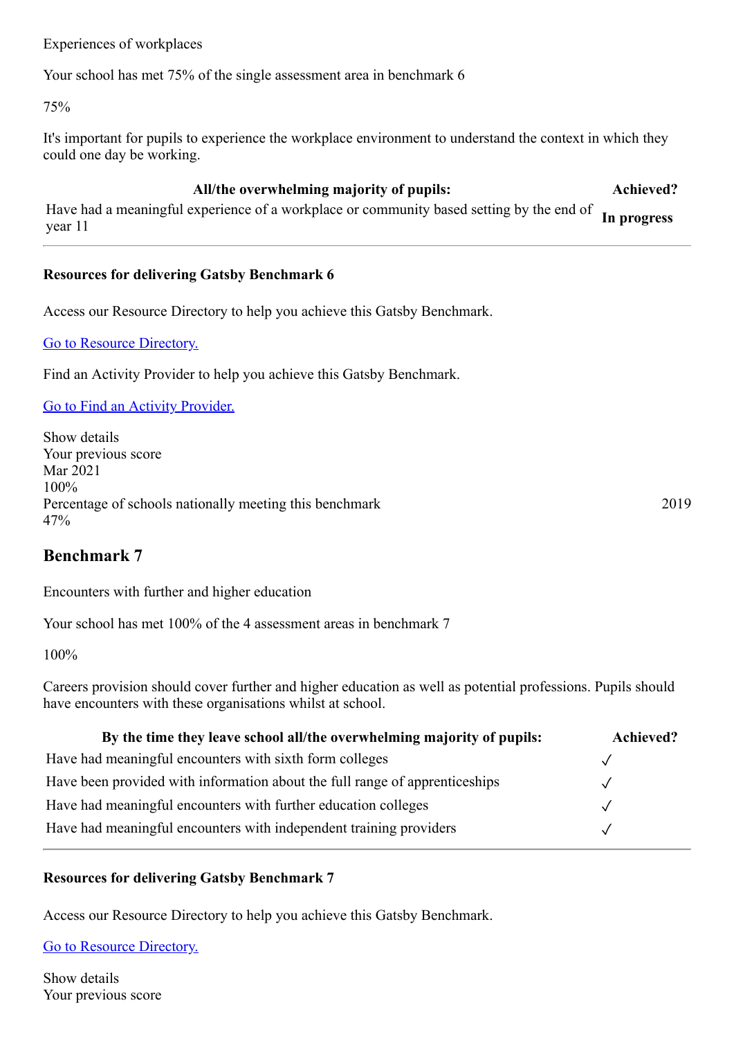Experiences of workplaces

Your school has met 75% of the single assessment area in benchmark 6

75%

It's important for pupils to experience the workplace environment to understand the context in which they could one day be working.

| All/the overwhelming majority of pupils: | Achieved? |
| --- | --- |
| Have had a meaningful experience of a workplace or community based setting by the end of year 11 | **In progress** |

**Resources for delivering Gatsby Benchmark 6**

Access our Resource Directory to help you achieve this Gatsby Benchmark.

[Go to Resource Directory.]()

Find an Activity Provider to help you achieve this Gatsby Benchmark.

[Go to Find an Activity Provider.]()

Show details
Your previous score
Mar 2021
100%
Percentage of schools nationally meeting this benchmark 2019
47%

## Benchmark 7

Encounters with further and higher education

Your school has met 100% of the 4 assessment areas in benchmark 7

100%

Careers provision should cover further and higher education as well as potential professions. Pupils should have encounters with these organisations whilst at school.

| By the time they leave school all/the overwhelming majority of pupils: | Achieved? |
| --- | --- |
| Have had meaningful encounters with sixth form colleges | ✓ |
| Have been provided with information about the full range of apprenticeships | ✓ |
| Have had meaningful encounters with further education colleges | ✓ |
| Have had meaningful encounters with independent training providers | ✓ |

**Resources for delivering Gatsby Benchmark 7**

Access our Resource Directory to help you achieve this Gatsby Benchmark.

[Go to Resource Directory.]()

Show details
Your previous score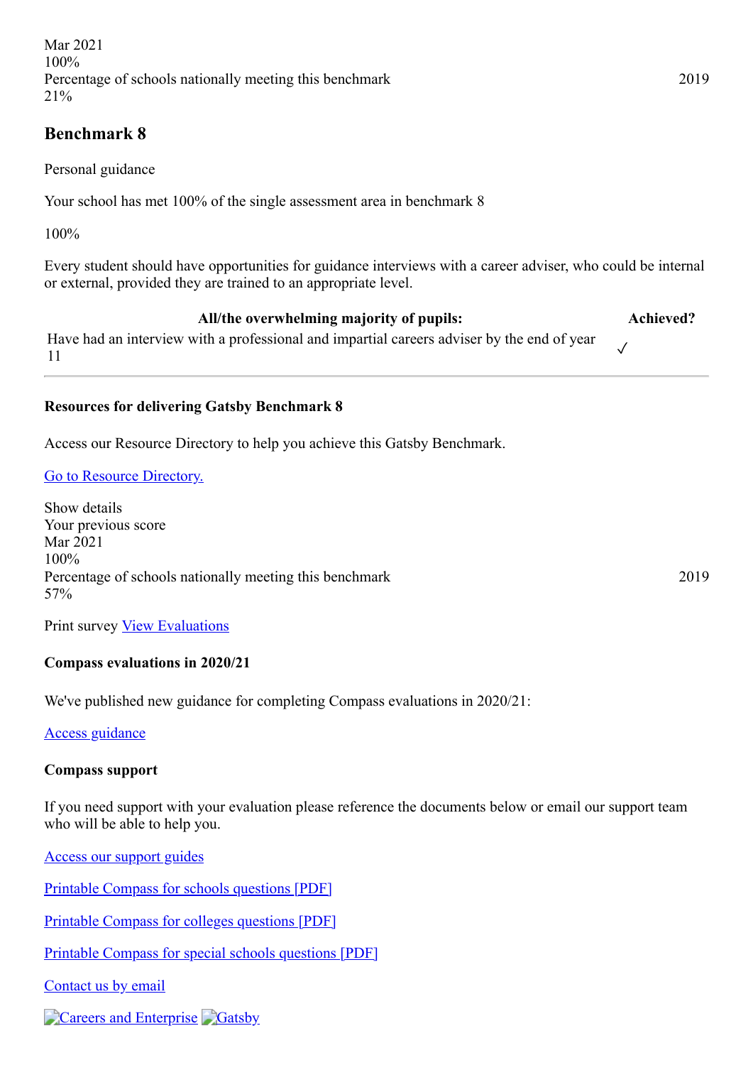Mar 2021
100%
Percentage of schools nationally meeting this benchmark 2019
21%

## Benchmark 8

Personal guidance

Your school has met 100% of the single assessment area in benchmark 8

100%

Every student should have opportunities for guidance interviews with a career adviser, who could be internal or external, provided they are trained to an appropriate level.

| All/the overwhelming majority of pupils: | Achieved? |
| --- | --- |
| Have had an interview with a professional and impartial careers adviser by the end of year 11 | ✓ |

**Resources for delivering Gatsby Benchmark 8**

Access our Resource Directory to help you achieve this Gatsby Benchmark.

[Go to Resource Directory.]

Show details
Your previous score
Mar 2021
100%
Percentage of schools nationally meeting this benchmark 2019
57%

Print survey [View Evaluations]

**Compass evaluations in 2020/21**

We've published new guidance for completing Compass evaluations in 2020/21:

[Access guidance]

**Compass support**

If you need support with your evaluation please reference the documents below or email our support team who will be able to help you.

[Access our support guides]

[Printable Compass for schools questions [PDF]]

[Printable Compass for colleges questions [PDF]]

[Printable Compass for special schools questions [PDF]]

[Contact us by email]

[Careers and Enterprise] [Gatsby]